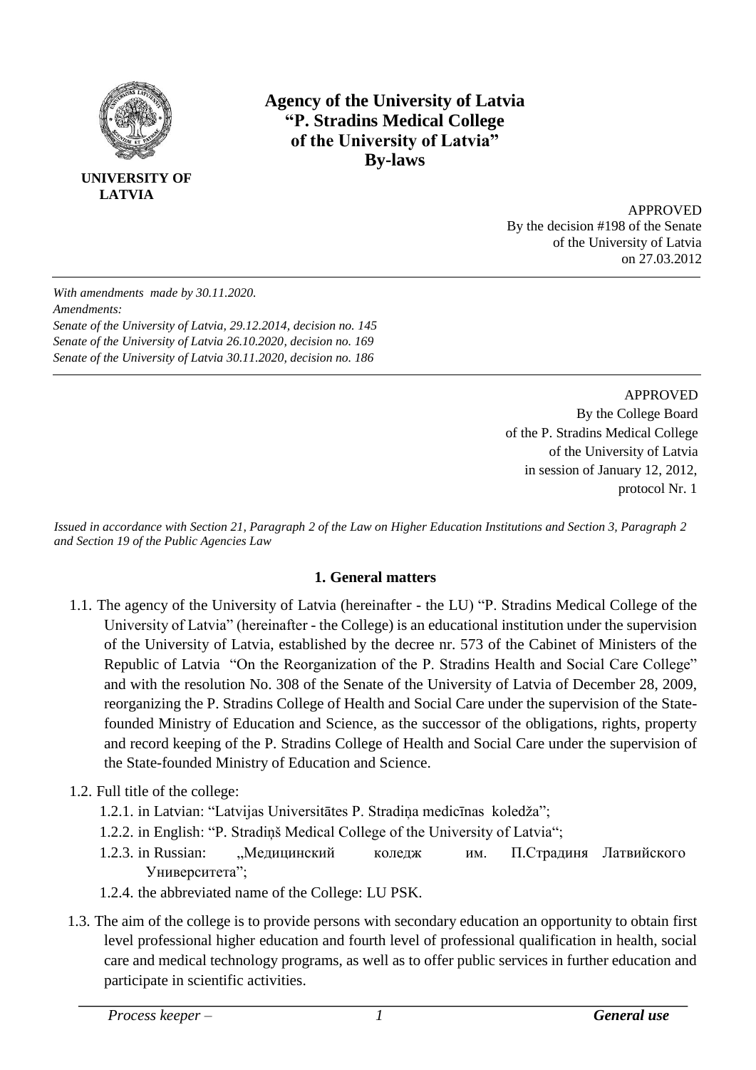**UNIVERSITY OF LATVIA**

# Agency of the University of Latvia "P. Stradins Medical College of the University of Latvia" By-laws

APPROVED
By the decision #198 of the Senate
of the University of Latvia
on 27.03.2012

---

*With amendments made by 30.11.2020.*
*Amendments:*
*Senate of the University of Latvia, 29.12.2014, decision no. 145*
*Senate of the University of Latvia 26.10.2020, decision no. 169*
*Senate of the University of Latvia 30.11.2020, decision no. 186*

---

APPROVED
By the College Board
of the P. Stradins Medical College
of the University of Latvia
in session of January 12, 2012,
protocol Nr. 1

*Issued in accordance with Section 21, Paragraph 2 of the Law on Higher Education Institutions and Section 3, Paragraph 2 and Section 19 of the Public Agencies Law*

## 1. General matters

1.1. The agency of the University of Latvia (hereinafter - the LU) "P. Stradins Medical College of the University of Latvia" (hereinafter - the College) is an educational institution under the supervision of the University of Latvia, established by the decree nr. 573 of the Cabinet of Ministers of the Republic of Latvia "On the Reorganization of the P. Stradins Health and Social Care College" and with the resolution No. 308 of the Senate of the University of Latvia of December 28, 2009, reorganizing the P. Stradins College of Health and Social Care under the supervision of the State-founded Ministry of Education and Science, as the successor of the obligations, rights, property and record keeping of the P. Stradins College of Health and Social Care under the supervision of the State-founded Ministry of Education and Science.

1.2. Full title of the college:

- 1.2.1. in Latvian: "Latvijas Universitātes P. Stradiņa medicīnas koledža";
- 1.2.2. in English: "P. Stradiņš Medical College of the University of Latvia";
- 1.2.3. in Russian: „Медицинский коледж им. П.Страдиня Латвийского Университета";
- 1.2.4. the abbreviated name of the College: LU PSK.

1.3. The aim of the college is to provide persons with secondary education an opportunity to obtain first level professional higher education and fourth level of professional qualification in health, social care and medical technology programs, as well as to offer public services in further education and participate in scientific activities.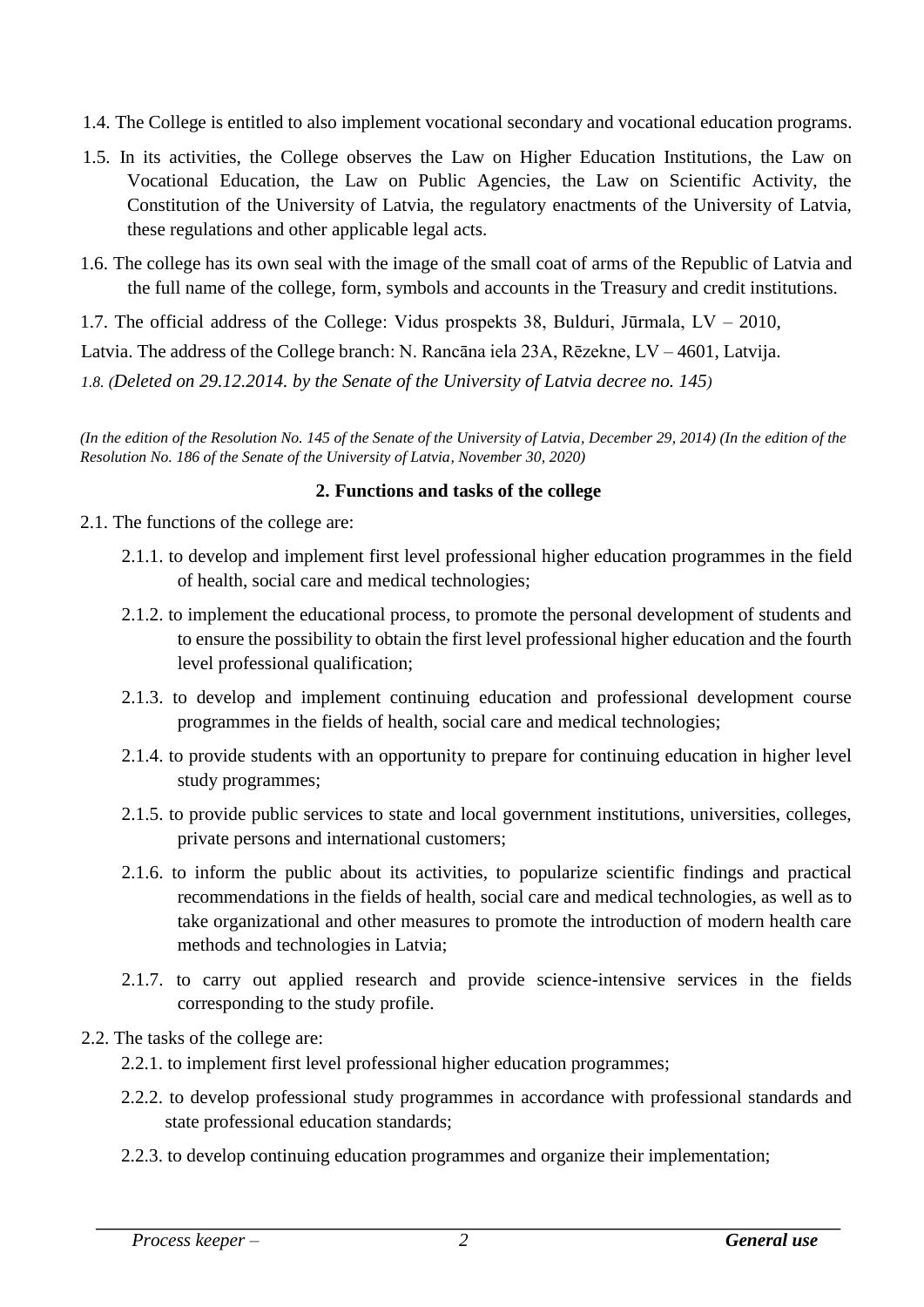1.4. The College is entitled to also implement vocational secondary and vocational education programs.

1.5. In its activities, the College observes the Law on Higher Education Institutions, the Law on Vocational Education, the Law on Public Agencies, the Law on Scientific Activity, the Constitution of the University of Latvia, the regulatory enactments of the University of Latvia, these regulations and other applicable legal acts.

1.6. The college has its own seal with the image of the small coat of arms of the Republic of Latvia and the full name of the college, form, symbols and accounts in the Treasury and credit institutions.

1.7. The official address of the College: Vidus prospekts 38, Bulduri, Jūrmala, LV – 2010, Latvia. The address of the College branch: N. Rancāna iela 23A, Rēzekne, LV – 4601, Latvija.

*1.8. (Deleted on 29.12.2014. by the Senate of the University of Latvia decree no. 145)*

*(In the edition of the Resolution No. 145 of the Senate of the University of Latvia, December 29, 2014) (In the edition of the Resolution No. 186 of the Senate of the University of Latvia, November 30, 2020)*

## 2. Functions and tasks of the college

2.1. The functions of the college are:

- 2.1.1. to develop and implement first level professional higher education programmes in the field of health, social care and medical technologies;
- 2.1.2. to implement the educational process, to promote the personal development of students and to ensure the possibility to obtain the first level professional higher education and the fourth level professional qualification;
- 2.1.3. to develop and implement continuing education and professional development course programmes in the fields of health, social care and medical technologies;
- 2.1.4. to provide students with an opportunity to prepare for continuing education in higher level study programmes;
- 2.1.5. to provide public services to state and local government institutions, universities, colleges, private persons and international customers;
- 2.1.6. to inform the public about its activities, to popularize scientific findings and practical recommendations in the fields of health, social care and medical technologies, as well as to take organizational and other measures to promote the introduction of modern health care methods and technologies in Latvia;
- 2.1.7. to carry out applied research and provide science-intensive services in the fields corresponding to the study profile.

2.2. The tasks of the college are:

- 2.2.1. to implement first level professional higher education programmes;
- 2.2.2. to develop professional study programmes in accordance with professional standards and state professional education standards;
- 2.2.3. to develop continuing education programmes and organize their implementation;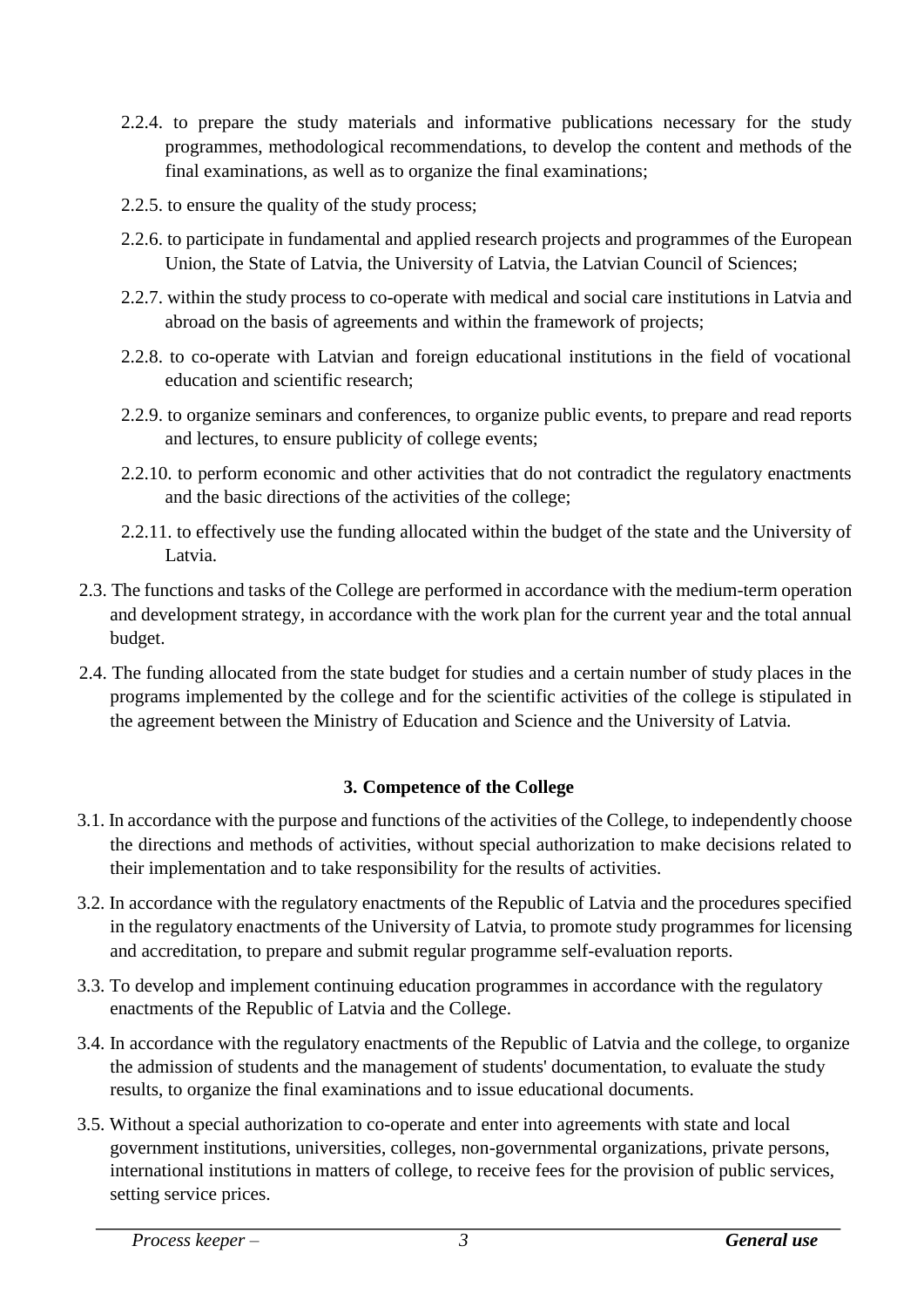2.2.4. to prepare the study materials and informative publications necessary for the study programmes, methodological recommendations, to develop the content and methods of the final examinations, as well as to organize the final examinations;

2.2.5. to ensure the quality of the study process;

2.2.6. to participate in fundamental and applied research projects and programmes of the European Union, the State of Latvia, the University of Latvia, the Latvian Council of Sciences;

2.2.7. within the study process to co-operate with medical and social care institutions in Latvia and abroad on the basis of agreements and within the framework of projects;

2.2.8. to co-operate with Latvian and foreign educational institutions in the field of vocational education and scientific research;

2.2.9. to organize seminars and conferences, to organize public events, to prepare and read reports and lectures, to ensure publicity of college events;

2.2.10. to perform economic and other activities that do not contradict the regulatory enactments and the basic directions of the activities of the college;

2.2.11. to effectively use the funding allocated within the budget of the state and the University of Latvia.

2.3. The functions and tasks of the College are performed in accordance with the medium-term operation and development strategy, in accordance with the work plan for the current year and the total annual budget.

2.4. The funding allocated from the state budget for studies and a certain number of study places in the programs implemented by the college and for the scientific activities of the college is stipulated in the agreement between the Ministry of Education and Science and the University of Latvia.

### 3. Competence of the College

3.1. In accordance with the purpose and functions of the activities of the College, to independently choose the directions and methods of activities, without special authorization to make decisions related to their implementation and to take responsibility for the results of activities.

3.2. In accordance with the regulatory enactments of the Republic of Latvia and the procedures specified in the regulatory enactments of the University of Latvia, to promote study programmes for licensing and accreditation, to prepare and submit regular programme self-evaluation reports.

3.3. To develop and implement continuing education programmes in accordance with the regulatory enactments of the Republic of Latvia and the College.

3.4. In accordance with the regulatory enactments of the Republic of Latvia and the college, to organize the admission of students and the management of students' documentation, to evaluate the study results, to organize the final examinations and to issue educational documents.

3.5. Without a special authorization to co-operate and enter into agreements with state and local government institutions, universities, colleges, non-governmental organizations, private persons, international institutions in matters of college, to receive fees for the provision of public services, setting service prices.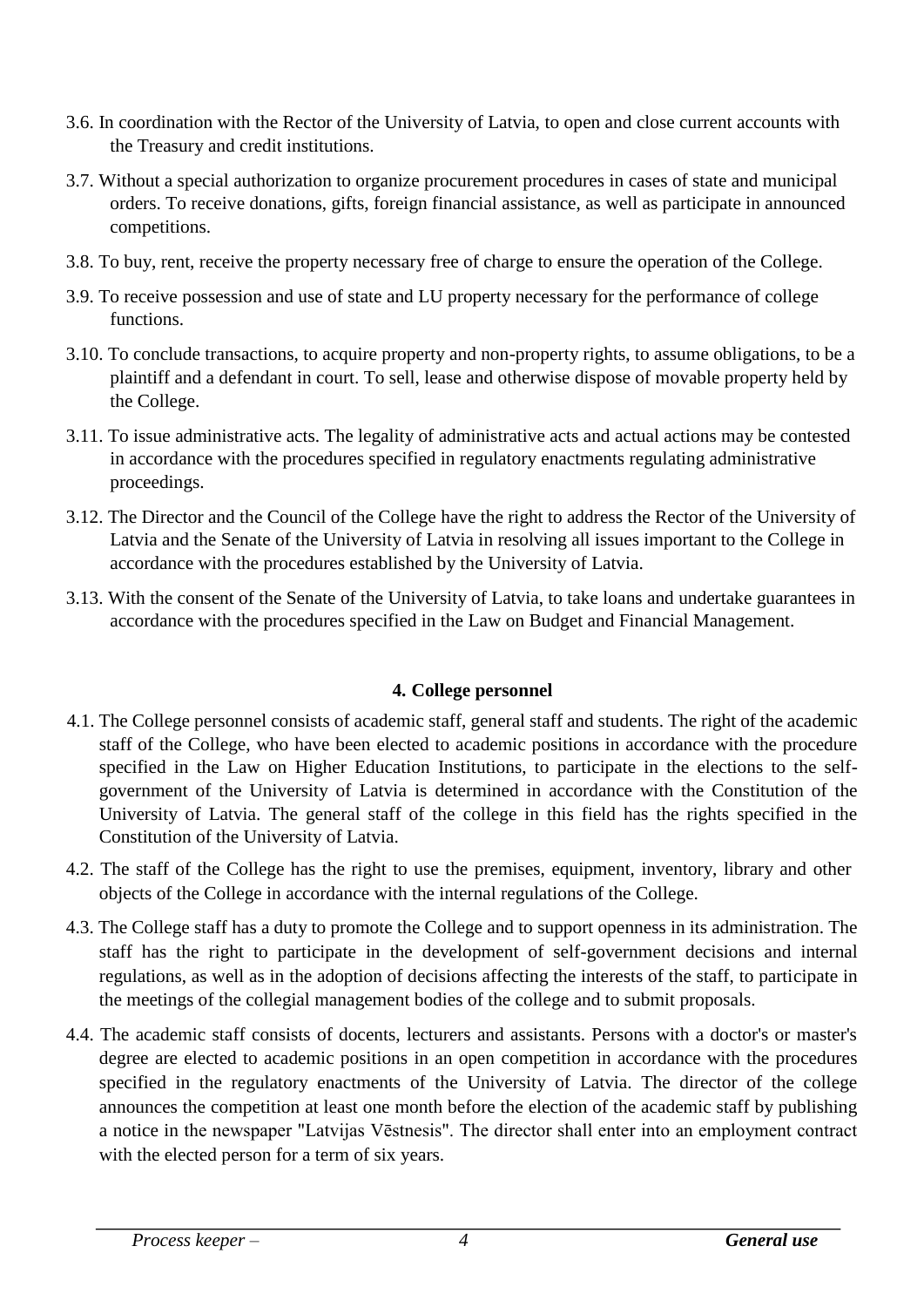3.6. In coordination with the Rector of the University of Latvia, to open and close current accounts with the Treasury and credit institutions.

3.7. Without a special authorization to organize procurement procedures in cases of state and municipal orders. To receive donations, gifts, foreign financial assistance, as well as participate in announced competitions.

3.8. To buy, rent, receive the property necessary free of charge to ensure the operation of the College.

3.9. To receive possession and use of state and LU property necessary for the performance of college functions.

3.10. To conclude transactions, to acquire property and non-property rights, to assume obligations, to be a plaintiff and a defendant in court. To sell, lease and otherwise dispose of movable property held by the College.

3.11. To issue administrative acts. The legality of administrative acts and actual actions may be contested in accordance with the procedures specified in regulatory enactments regulating administrative proceedings.

3.12. The Director and the Council of the College have the right to address the Rector of the University of Latvia and the Senate of the University of Latvia in resolving all issues important to the College in accordance with the procedures established by the University of Latvia.

3.13. With the consent of the Senate of the University of Latvia, to take loans and undertake guarantees in accordance with the procedures specified in the Law on Budget and Financial Management.

## 4. College personnel

4.1. The College personnel consists of academic staff, general staff and students. The right of the academic staff of the College, who have been elected to academic positions in accordance with the procedure specified in the Law on Higher Education Institutions, to participate in the elections to the self-government of the University of Latvia is determined in accordance with the Constitution of the University of Latvia. The general staff of the college in this field has the rights specified in the Constitution of the University of Latvia.

4.2. The staff of the College has the right to use the premises, equipment, inventory, library and other objects of the College in accordance with the internal regulations of the College.

4.3. The College staff has a duty to promote the College and to support openness in its administration. The staff has the right to participate in the development of self-government decisions and internal regulations, as well as in the adoption of decisions affecting the interests of the staff, to participate in the meetings of the collegial management bodies of the college and to submit proposals.

4.4. The academic staff consists of docents, lecturers and assistants. Persons with a doctor's or master's degree are elected to academic positions in an open competition in accordance with the procedures specified in the regulatory enactments of the University of Latvia. The director of the college announces the competition at least one month before the election of the academic staff by publishing a notice in the newspaper "Latvijas Vēstnesis". The director shall enter into an employment contract with the elected person for a term of six years.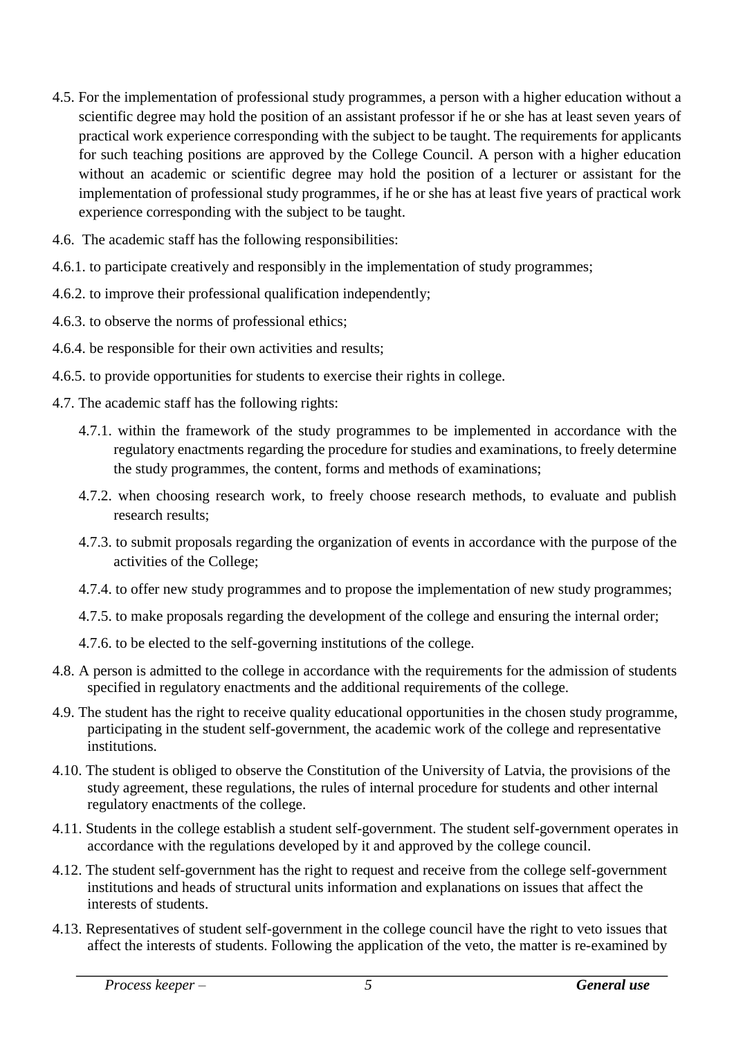4.5. For the implementation of professional study programmes, a person with a higher education without a scientific degree may hold the position of an assistant professor if he or she has at least seven years of practical work experience corresponding with the subject to be taught. The requirements for applicants for such teaching positions are approved by the College Council. A person with a higher education without an academic or scientific degree may hold the position of a lecturer or assistant for the implementation of professional study programmes, if he or she has at least five years of practical work experience corresponding with the subject to be taught.

4.6. The academic staff has the following responsibilities:

4.6.1. to participate creatively and responsibly in the implementation of study programmes;

4.6.2. to improve their professional qualification independently;

4.6.3. to observe the norms of professional ethics;

4.6.4. be responsible for their own activities and results;

4.6.5. to provide opportunities for students to exercise their rights in college.

4.7. The academic staff has the following rights:

- 4.7.1. within the framework of the study programmes to be implemented in accordance with the regulatory enactments regarding the procedure for studies and examinations, to freely determine the study programmes, the content, forms and methods of examinations;
- 4.7.2. when choosing research work, to freely choose research methods, to evaluate and publish research results;
- 4.7.3. to submit proposals regarding the organization of events in accordance with the purpose of the activities of the College;
- 4.7.4. to offer new study programmes and to propose the implementation of new study programmes;
- 4.7.5. to make proposals regarding the development of the college and ensuring the internal order;
- 4.7.6. to be elected to the self-governing institutions of the college.

4.8. A person is admitted to the college in accordance with the requirements for the admission of students specified in regulatory enactments and the additional requirements of the college.

4.9. The student has the right to receive quality educational opportunities in the chosen study programme, participating in the student self-government, the academic work of the college and representative institutions.

4.10. The student is obliged to observe the Constitution of the University of Latvia, the provisions of the study agreement, these regulations, the rules of internal procedure for students and other internal regulatory enactments of the college.

4.11. Students in the college establish a student self-government. The student self-government operates in accordance with the regulations developed by it and approved by the college council.

4.12. The student self-government has the right to request and receive from the college self-government institutions and heads of structural units information and explanations on issues that affect the interests of students.

4.13. Representatives of student self-government in the college council have the right to veto issues that affect the interests of students. Following the application of the veto, the matter is re-examined by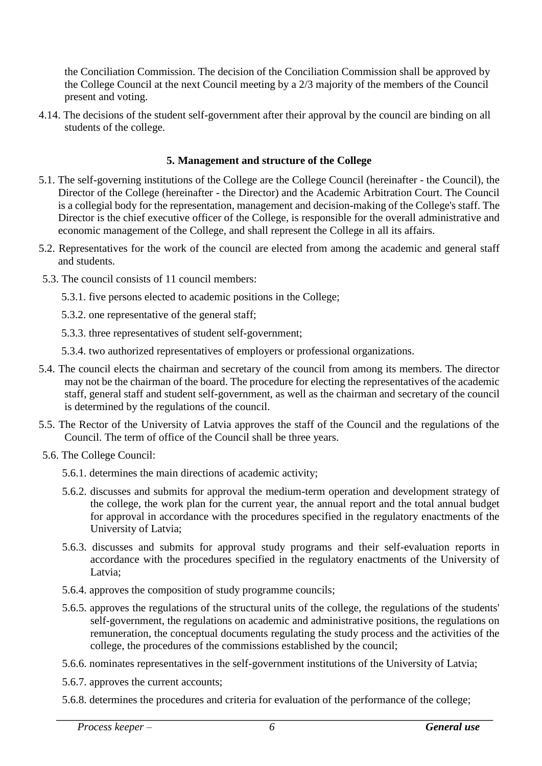the Conciliation Commission. The decision of the Conciliation Commission shall be approved by the College Council at the next Council meeting by a 2/3 majority of the members of the Council present and voting.

4.14. The decisions of the student self-government after their approval by the council are binding on all students of the college.

## 5. Management and structure of the College

5.1. The self-governing institutions of the College are the College Council (hereinafter - the Council), the Director of the College (hereinafter - the Director) and the Academic Arbitration Court. The Council is a collegial body for the representation, management and decision-making of the College's staff. The Director is the chief executive officer of the College, is responsible for the overall administrative and economic management of the College, and shall represent the College in all its affairs.

5.2. Representatives for the work of the council are elected from among the academic and general staff and students.

5.3. The council consists of 11 council members:

5.3.1. five persons elected to academic positions in the College;

5.3.2. one representative of the general staff;

5.3.3. three representatives of student self-government;

5.3.4. two authorized representatives of employers or professional organizations.

5.4. The council elects the chairman and secretary of the council from among its members. The director may not be the chairman of the board. The procedure for electing the representatives of the academic staff, general staff and student self-government, as well as the chairman and secretary of the council is determined by the regulations of the council.

5.5. The Rector of the University of Latvia approves the staff of the Council and the regulations of the Council. The term of office of the Council shall be three years.

5.6. The College Council:

5.6.1. determines the main directions of academic activity;

5.6.2. discusses and submits for approval the medium-term operation and development strategy of the college, the work plan for the current year, the annual report and the total annual budget for approval in accordance with the procedures specified in the regulatory enactments of the University of Latvia;

5.6.3. discusses and submits for approval study programs and their self-evaluation reports in accordance with the procedures specified in the regulatory enactments of the University of Latvia;

5.6.4. approves the composition of study programme councils;

5.6.5. approves the regulations of the structural units of the college, the regulations of the students' self-government, the regulations on academic and administrative positions, the regulations on remuneration, the conceptual documents regulating the study process and the activities of the college, the procedures of the commissions established by the council;

5.6.6. nominates representatives in the self-government institutions of the University of Latvia;

5.6.7. approves the current accounts;

5.6.8. determines the procedures and criteria for evaluation of the performance of the college;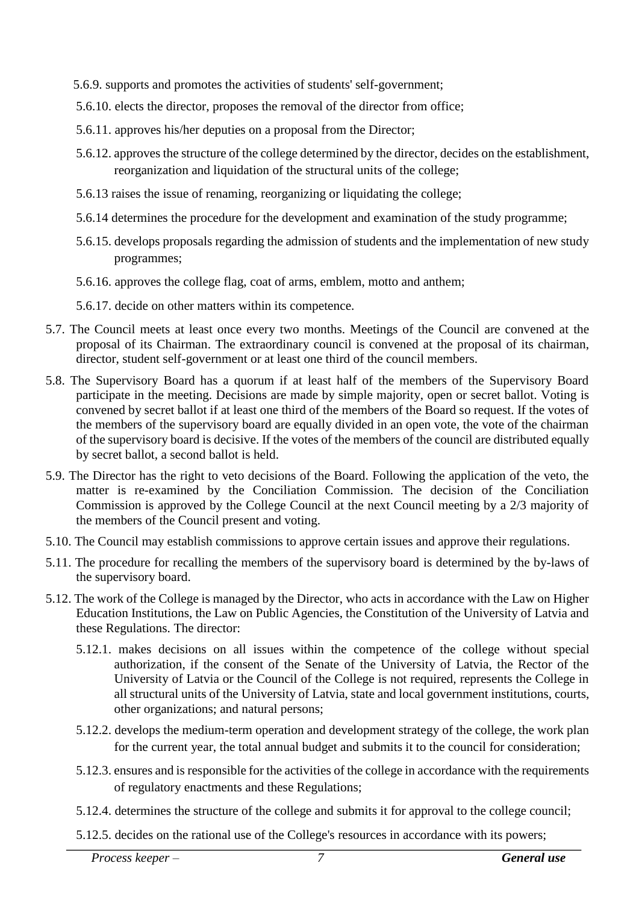5.6.9. supports and promotes the activities of students' self-government;

5.6.10. elects the director, proposes the removal of the director from office;

5.6.11. approves his/her deputies on a proposal from the Director;

5.6.12. approves the structure of the college determined by the director, decides on the establishment, reorganization and liquidation of the structural units of the college;

5.6.13 raises the issue of renaming, reorganizing or liquidating the college;

5.6.14 determines the procedure for the development and examination of the study programme;

5.6.15. develops proposals regarding the admission of students and the implementation of new study programmes;

5.6.16. approves the college flag, coat of arms, emblem, motto and anthem;

5.6.17. decide on other matters within its competence.

5.7. The Council meets at least once every two months. Meetings of the Council are convened at the proposal of its Chairman. The extraordinary council is convened at the proposal of its chairman, director, student self-government or at least one third of the council members.

5.8. The Supervisory Board has a quorum if at least half of the members of the Supervisory Board participate in the meeting. Decisions are made by simple majority, open or secret ballot. Voting is convened by secret ballot if at least one third of the members of the Board so request. If the votes of the members of the supervisory board are equally divided in an open vote, the vote of the chairman of the supervisory board is decisive. If the votes of the members of the council are distributed equally by secret ballot, a second ballot is held.

5.9. The Director has the right to veto decisions of the Board. Following the application of the veto, the matter is re-examined by the Conciliation Commission. The decision of the Conciliation Commission is approved by the College Council at the next Council meeting by a 2/3 majority of the members of the Council present and voting.

5.10. The Council may establish commissions to approve certain issues and approve their regulations.

5.11. The procedure for recalling the members of the supervisory board is determined by the by-laws of the supervisory board.

5.12. The work of the College is managed by the Director, who acts in accordance with the Law on Higher Education Institutions, the Law on Public Agencies, the Constitution of the University of Latvia and these Regulations. The director:

5.12.1. makes decisions on all issues within the competence of the college without special authorization, if the consent of the Senate of the University of Latvia, the Rector of the University of Latvia or the Council of the College is not required, represents the College in all structural units of the University of Latvia, state and local government institutions, courts, other organizations; and natural persons;

5.12.2. develops the medium-term operation and development strategy of the college, the work plan for the current year, the total annual budget and submits it to the council for consideration;

5.12.3. ensures and is responsible for the activities of the college in accordance with the requirements of regulatory enactments and these Regulations;

5.12.4. determines the structure of the college and submits it for approval to the college council;

5.12.5. decides on the rational use of the College's resources in accordance with its powers;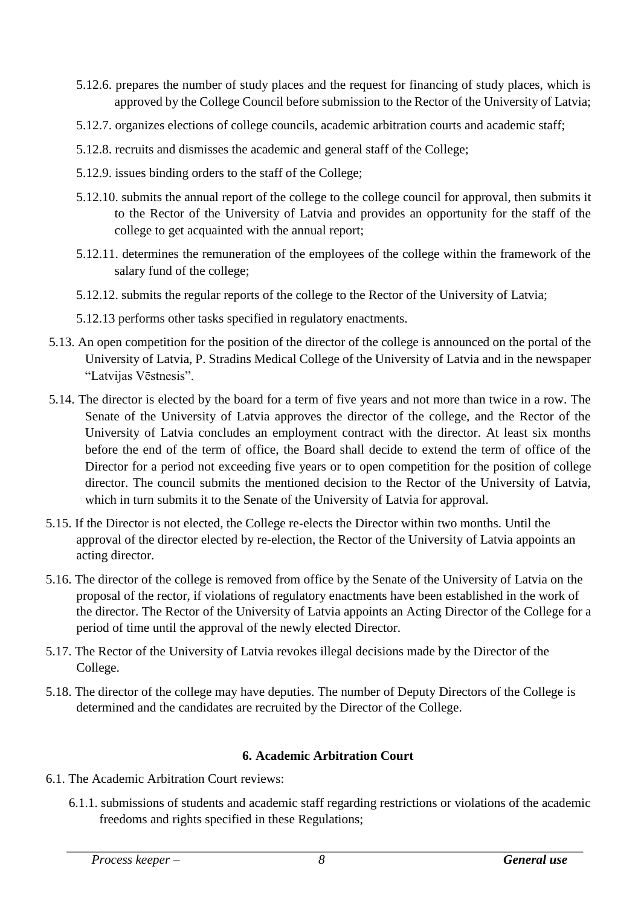5.12.6. prepares the number of study places and the request for financing of study places, which is approved by the College Council before submission to the Rector of the University of Latvia;

5.12.7. organizes elections of college councils, academic arbitration courts and academic staff;

5.12.8. recruits and dismisses the academic and general staff of the College;

5.12.9. issues binding orders to the staff of the College;

5.12.10. submits the annual report of the college to the college council for approval, then submits it to the Rector of the University of Latvia and provides an opportunity for the staff of the college to get acquainted with the annual report;

5.12.11. determines the remuneration of the employees of the college within the framework of the salary fund of the college;

5.12.12. submits the regular reports of the college to the Rector of the University of Latvia;

5.12.13 performs other tasks specified in regulatory enactments.

5.13. An open competition for the position of the director of the college is announced on the portal of the University of Latvia, P. Stradins Medical College of the University of Latvia and in the newspaper "Latvijas Vēstnesis".

5.14. The director is elected by the board for a term of five years and not more than twice in a row. The Senate of the University of Latvia approves the director of the college, and the Rector of the University of Latvia concludes an employment contract with the director. At least six months before the end of the term of office, the Board shall decide to extend the term of office of the Director for a period not exceeding five years or to open competition for the position of college director. The council submits the mentioned decision to the Rector of the University of Latvia, which in turn submits it to the Senate of the University of Latvia for approval.

5.15. If the Director is not elected, the College re-elects the Director within two months. Until the approval of the director elected by re-election, the Rector of the University of Latvia appoints an acting director.

5.16. The director of the college is removed from office by the Senate of the University of Latvia on the proposal of the rector, if violations of regulatory enactments have been established in the work of the director. The Rector of the University of Latvia appoints an Acting Director of the College for a period of time until the approval of the newly elected Director.

5.17. The Rector of the University of Latvia revokes illegal decisions made by the Director of the College.

5.18. The director of the college may have deputies. The number of Deputy Directors of the College is determined and the candidates are recruited by the Director of the College.

## 6. Academic Arbitration Court

6.1. The Academic Arbitration Court reviews:

6.1.1. submissions of students and academic staff regarding restrictions or violations of the academic freedoms and rights specified in these Regulations;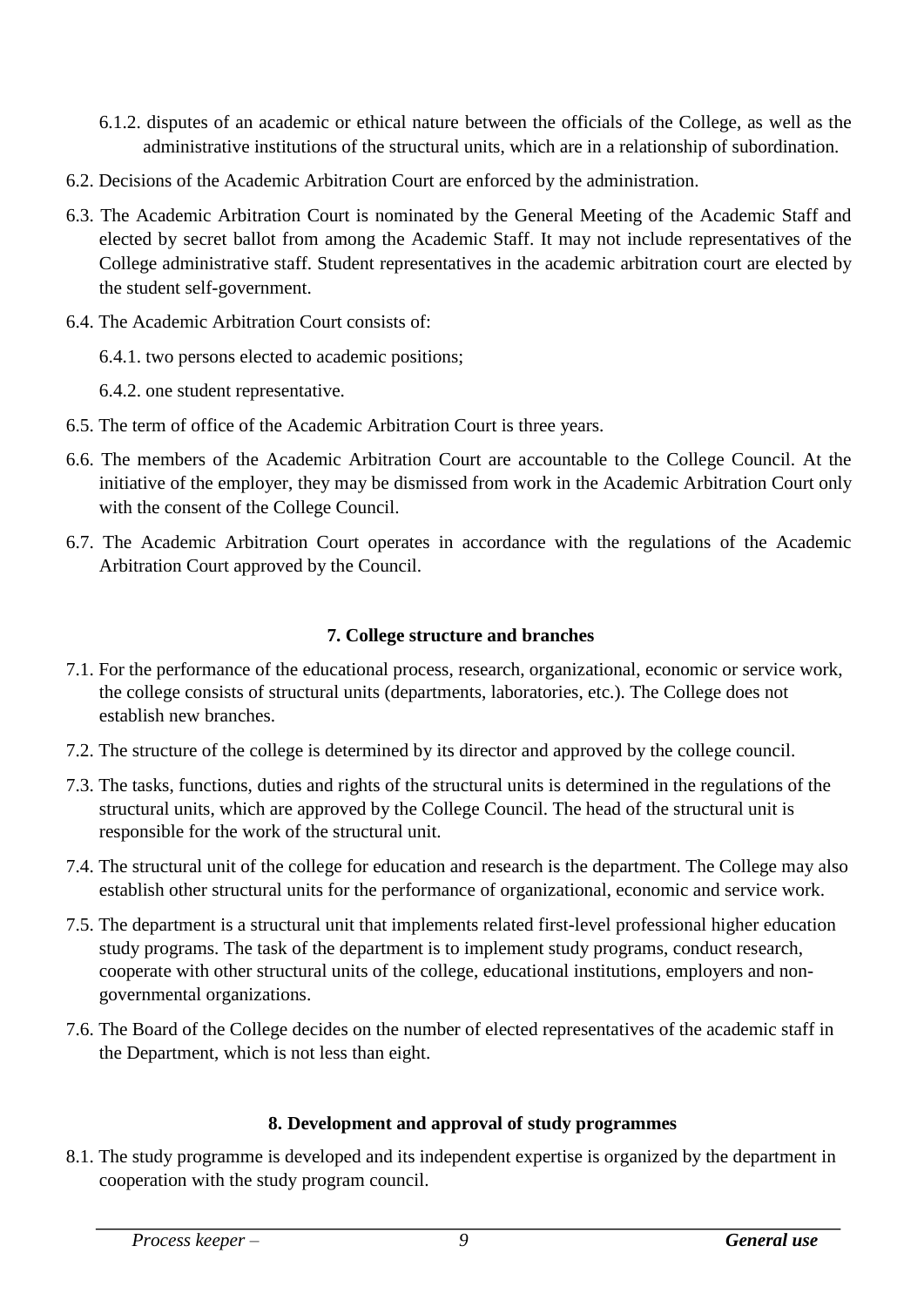6.1.2. disputes of an academic or ethical nature between the officials of the College, as well as the administrative institutions of the structural units, which are in a relationship of subordination.

6.2. Decisions of the Academic Arbitration Court are enforced by the administration.

6.3. The Academic Arbitration Court is nominated by the General Meeting of the Academic Staff and elected by secret ballot from among the Academic Staff. It may not include representatives of the College administrative staff. Student representatives in the academic arbitration court are elected by the student self-government.

6.4. The Academic Arbitration Court consists of:

6.4.1. two persons elected to academic positions;

6.4.2. one student representative.

6.5. The term of office of the Academic Arbitration Court is three years.

6.6. The members of the Academic Arbitration Court are accountable to the College Council. At the initiative of the employer, they may be dismissed from work in the Academic Arbitration Court only with the consent of the College Council.

6.7. The Academic Arbitration Court operates in accordance with the regulations of the Academic Arbitration Court approved by the Council.

## 7. College structure and branches

7.1. For the performance of the educational process, research, organizational, economic or service work, the college consists of structural units (departments, laboratories, etc.). The College does not establish new branches.

7.2. The structure of the college is determined by its director and approved by the college council.

7.3. The tasks, functions, duties and rights of the structural units is determined in the regulations of the structural units, which are approved by the College Council. The head of the structural unit is responsible for the work of the structural unit.

7.4. The structural unit of the college for education and research is the department. The College may also establish other structural units for the performance of organizational, economic and service work.

7.5. The department is a structural unit that implements related first-level professional higher education study programs. The task of the department is to implement study programs, conduct research, cooperate with other structural units of the college, educational institutions, employers and non-governmental organizations.

7.6. The Board of the College decides on the number of elected representatives of the academic staff in the Department, which is not less than eight.

## 8. Development and approval of study programmes

8.1. The study programme is developed and its independent expertise is organized by the department in cooperation with the study program council.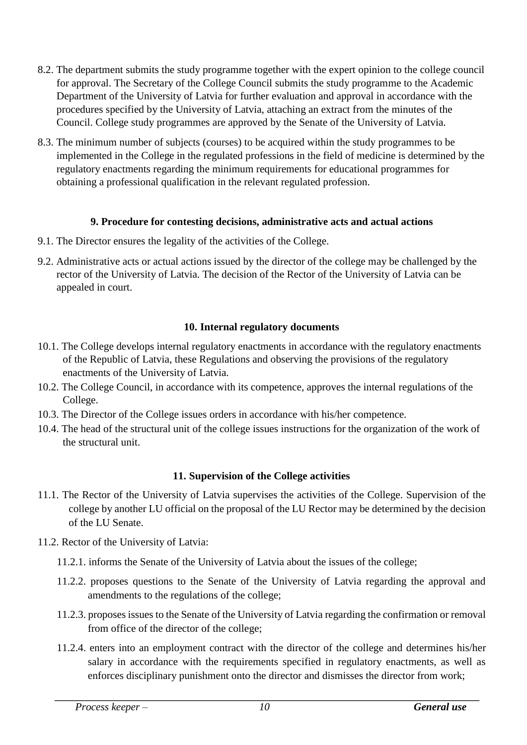8.2. The department submits the study programme together with the expert opinion to the college council for approval. The Secretary of the College Council submits the study programme to the Academic Department of the University of Latvia for further evaluation and approval in accordance with the procedures specified by the University of Latvia, attaching an extract from the minutes of the Council. College study programmes are approved by the Senate of the University of Latvia.

8.3. The minimum number of subjects (courses) to be acquired within the study programmes to be implemented in the College in the regulated professions in the field of medicine is determined by the regulatory enactments regarding the minimum requirements for educational programmes for obtaining a professional qualification in the relevant regulated profession.

## 9. Procedure for contesting decisions, administrative acts and actual actions

9.1. The Director ensures the legality of the activities of the College.

9.2. Administrative acts or actual actions issued by the director of the college may be challenged by the rector of the University of Latvia. The decision of the Rector of the University of Latvia can be appealed in court.

## 10. Internal regulatory documents

10.1. The College develops internal regulatory enactments in accordance with the regulatory enactments of the Republic of Latvia, these Regulations and observing the provisions of the regulatory enactments of the University of Latvia.

10.2. The College Council, in accordance with its competence, approves the internal regulations of the College.

10.3. The Director of the College issues orders in accordance with his/her competence.

10.4. The head of the structural unit of the college issues instructions for the organization of the work of the structural unit.

## 11. Supervision of the College activities

11.1. The Rector of the University of Latvia supervises the activities of the College. Supervision of the college by another LU official on the proposal of the LU Rector may be determined by the decision of the LU Senate.

11.2. Rector of the University of Latvia:

11.2.1. informs the Senate of the University of Latvia about the issues of the college;

11.2.2. proposes questions to the Senate of the University of Latvia regarding the approval and amendments to the regulations of the college;

11.2.3. proposes issues to the Senate of the University of Latvia regarding the confirmation or removal from office of the director of the college;

11.2.4. enters into an employment contract with the director of the college and determines his/her salary in accordance with the requirements specified in regulatory enactments, as well as enforces disciplinary punishment onto the director and dismisses the director from work;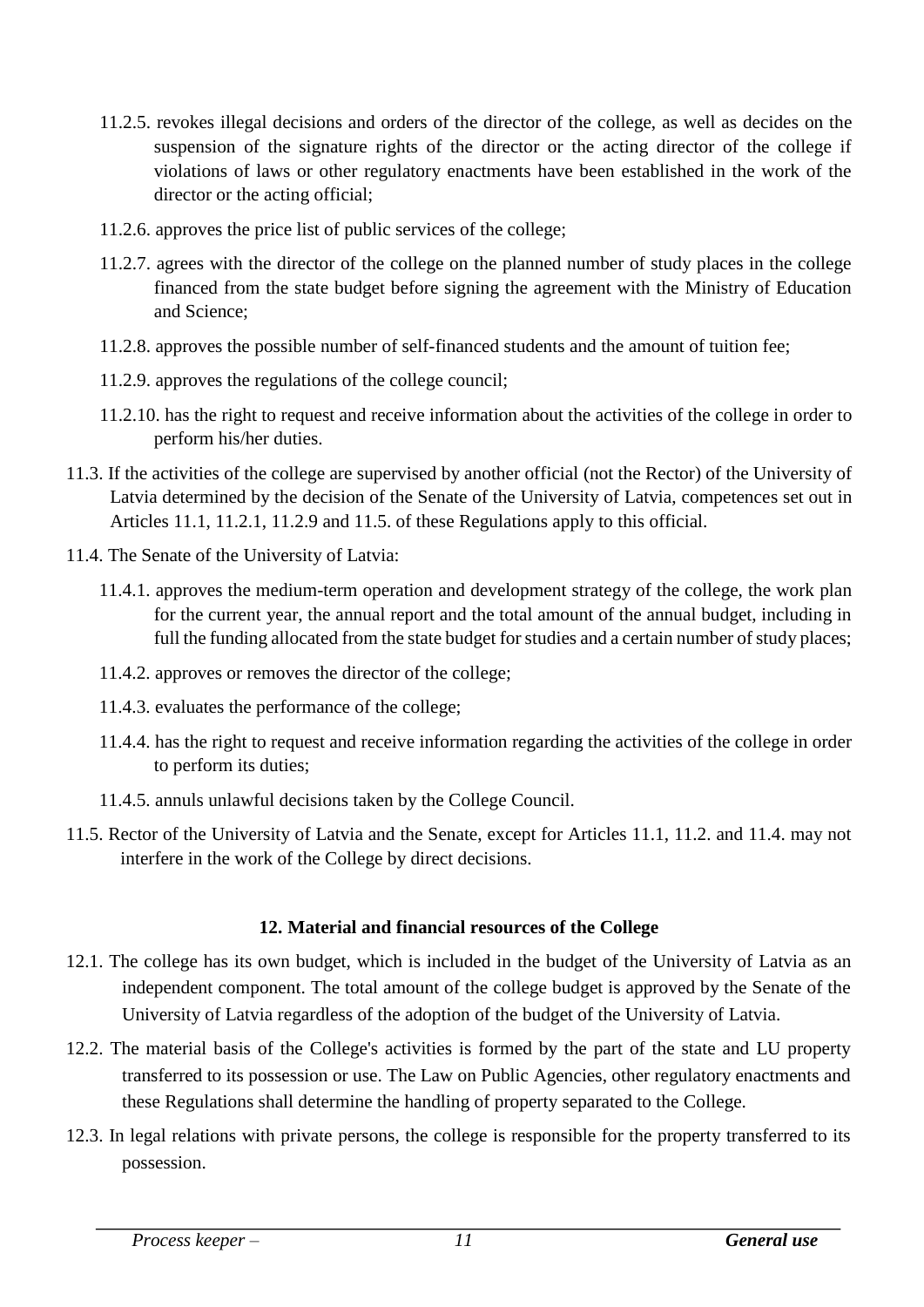11.2.5. revokes illegal decisions and orders of the director of the college, as well as decides on the suspension of the signature rights of the director or the acting director of the college if violations of laws or other regulatory enactments have been established in the work of the director or the acting official;

11.2.6. approves the price list of public services of the college;

11.2.7. agrees with the director of the college on the planned number of study places in the college financed from the state budget before signing the agreement with the Ministry of Education and Science;

11.2.8. approves the possible number of self-financed students and the amount of tuition fee;

11.2.9. approves the regulations of the college council;

11.2.10. has the right to request and receive information about the activities of the college in order to perform his/her duties.

11.3. If the activities of the college are supervised by another official (not the Rector) of the University of Latvia determined by the decision of the Senate of the University of Latvia, competences set out in Articles 11.1, 11.2.1, 11.2.9 and 11.5. of these Regulations apply to this official.

11.4. The Senate of the University of Latvia:

11.4.1. approves the medium-term operation and development strategy of the college, the work plan for the current year, the annual report and the total amount of the annual budget, including in full the funding allocated from the state budget for studies and a certain number of study places;

11.4.2. approves or removes the director of the college;

11.4.3. evaluates the performance of the college;

11.4.4. has the right to request and receive information regarding the activities of the college in order to perform its duties;

11.4.5. annuls unlawful decisions taken by the College Council.

11.5. Rector of the University of Latvia and the Senate, except for Articles 11.1, 11.2. and 11.4. may not interfere in the work of the College by direct decisions.

## 12. Material and financial resources of the College

12.1. The college has its own budget, which is included in the budget of the University of Latvia as an independent component. The total amount of the college budget is approved by the Senate of the University of Latvia regardless of the adoption of the budget of the University of Latvia.

12.2. The material basis of the College's activities is formed by the part of the state and LU property transferred to its possession or use. The Law on Public Agencies, other regulatory enactments and these Regulations shall determine the handling of property separated to the College.

12.3. In legal relations with private persons, the college is responsible for the property transferred to its possession.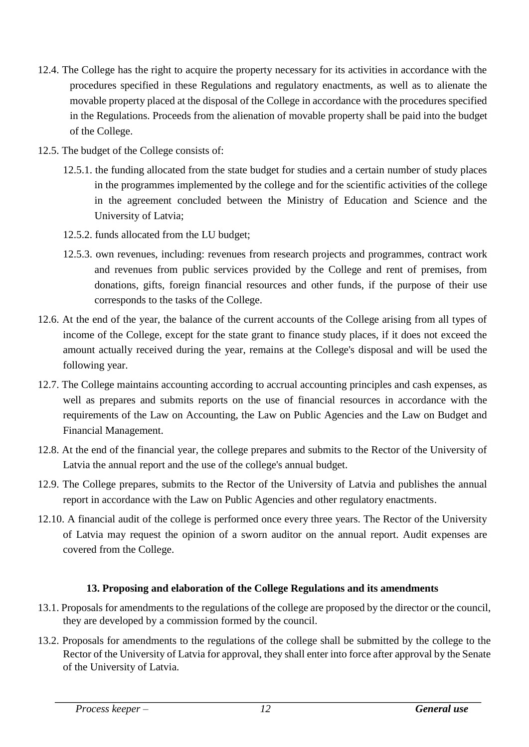12.4. The College has the right to acquire the property necessary for its activities in accordance with the procedures specified in these Regulations and regulatory enactments, as well as to alienate the movable property placed at the disposal of the College in accordance with the procedures specified in the Regulations. Proceeds from the alienation of movable property shall be paid into the budget of the College.

12.5. The budget of the College consists of:

12.5.1. the funding allocated from the state budget for studies and a certain number of study places in the programmes implemented by the college and for the scientific activities of the college in the agreement concluded between the Ministry of Education and Science and the University of Latvia;

12.5.2. funds allocated from the LU budget;

12.5.3. own revenues, including: revenues from research projects and programmes, contract work and revenues from public services provided by the College and rent of premises, from donations, gifts, foreign financial resources and other funds, if the purpose of their use corresponds to the tasks of the College.

12.6. At the end of the year, the balance of the current accounts of the College arising from all types of income of the College, except for the state grant to finance study places, if it does not exceed the amount actually received during the year, remains at the College's disposal and will be used the following year.

12.7. The College maintains accounting according to accrual accounting principles and cash expenses, as well as prepares and submits reports on the use of financial resources in accordance with the requirements of the Law on Accounting, the Law on Public Agencies and the Law on Budget and Financial Management.

12.8. At the end of the financial year, the college prepares and submits to the Rector of the University of Latvia the annual report and the use of the college's annual budget.

12.9. The College prepares, submits to the Rector of the University of Latvia and publishes the annual report in accordance with the Law on Public Agencies and other regulatory enactments.

12.10. A financial audit of the college is performed once every three years. The Rector of the University of Latvia may request the opinion of a sworn auditor on the annual report. Audit expenses are covered from the College.

## 13. Proposing and elaboration of the College Regulations and its amendments

13.1. Proposals for amendments to the regulations of the college are proposed by the director or the council, they are developed by a commission formed by the council.

13.2. Proposals for amendments to the regulations of the college shall be submitted by the college to the Rector of the University of Latvia for approval, they shall enter into force after approval by the Senate of the University of Latvia.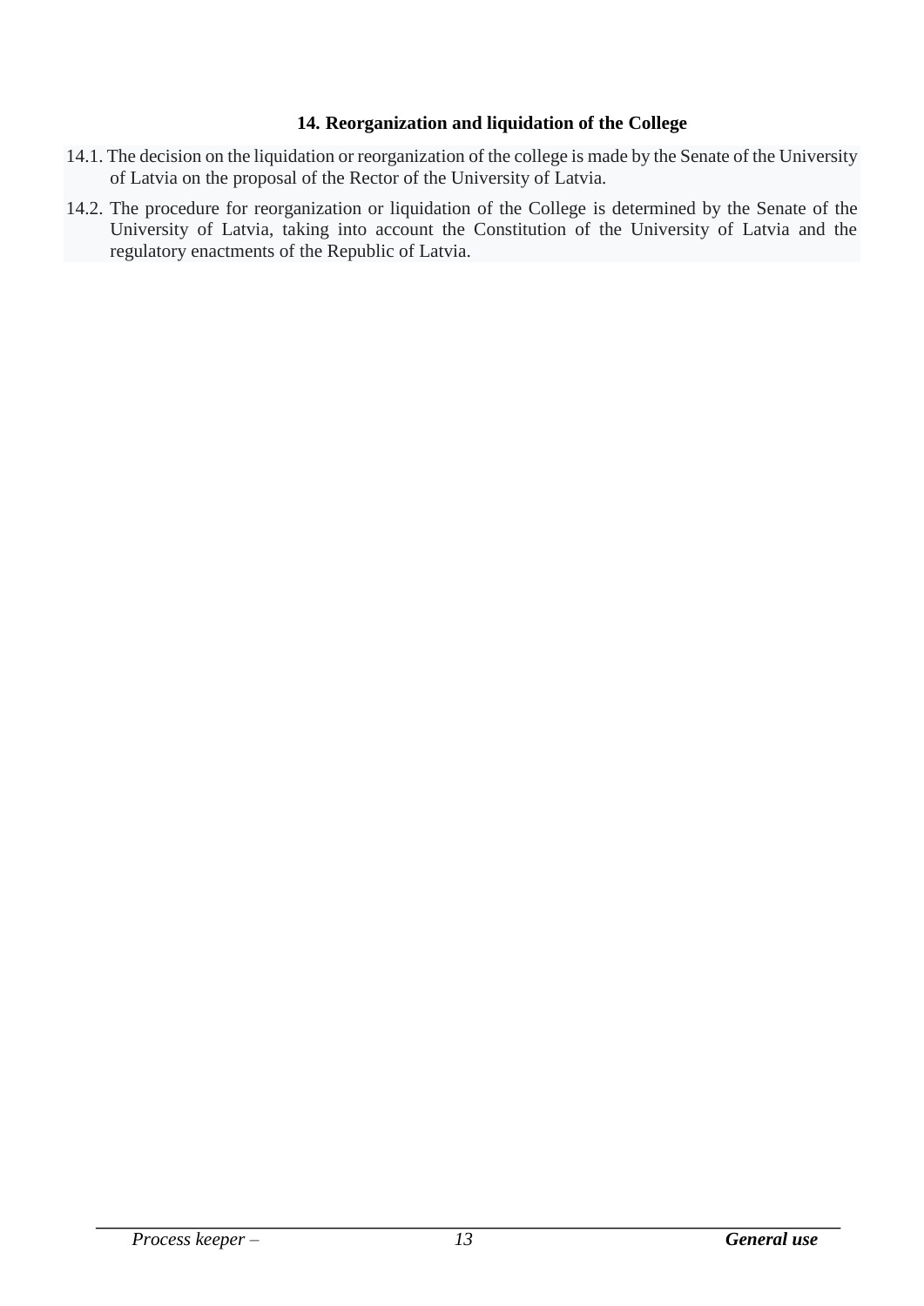## 14. Reorganization and liquidation of the College

14.1. The decision on the liquidation or reorganization of the college is made by the Senate of the University of Latvia on the proposal of the Rector of the University of Latvia.

14.2. The procedure for reorganization or liquidation of the College is determined by the Senate of the University of Latvia, taking into account the Constitution of the University of Latvia and the regulatory enactments of the Republic of Latvia.